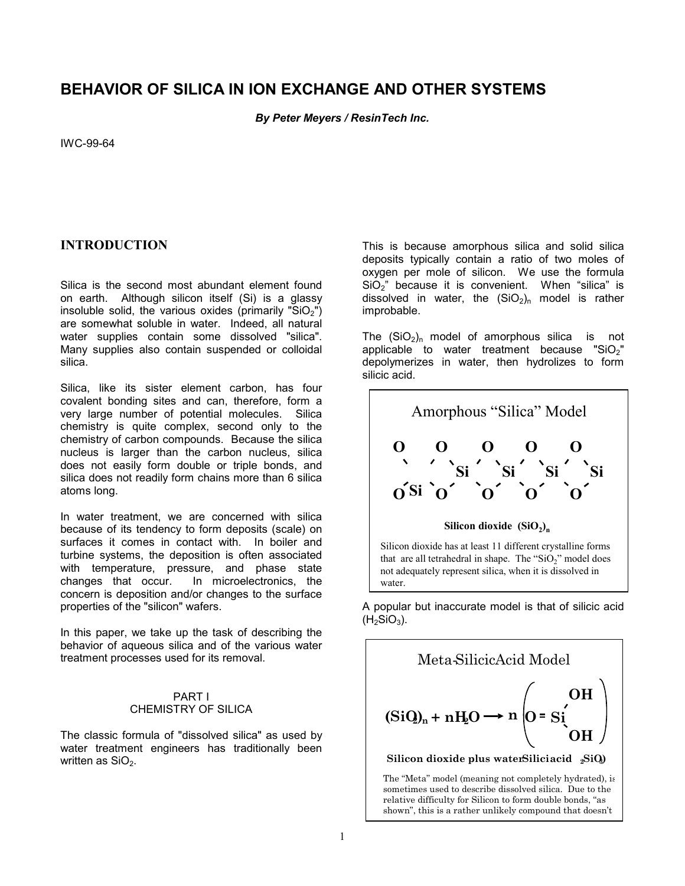# BEHAVIOR OF SILICA IN ION EXCHANGE AND OTHER SYSTEMS

***By Peter Meyers / ResinTech Inc.***

IWC-99-64

## INTRODUCTION

Silica is the second most abundant element found on earth. Although silicon itself (Si) is a glassy insoluble solid, the various oxides (primarily "$SiO_2$") are somewhat soluble in water. Indeed, all natural water supplies contain some dissolved "silica". Many supplies also contain suspended or colloidal silica.

Silica, like its sister element carbon, has four covalent bonding sites and can, therefore, form a very large number of potential molecules. Silica chemistry is quite complex, second only to the chemistry of carbon compounds. Because the silica nucleus is larger than the carbon nucleus, silica does not easily form double or triple bonds, and silica does not readily form chains more than 6 silica atoms long.

In water treatment, we are concerned with silica because of its tendency to form deposits (scale) on surfaces it comes in contact with. In boiler and turbine systems, the deposition is often associated with temperature, pressure, and phase state changes that occur. In microelectronics, the concern is deposition and/or changes to the surface properties of the "silicon" wafers.

In this paper, we take up the task of describing the behavior of aqueous silica and of the various water treatment processes used for its removal.

### PART I
### CHEMISTRY OF SILICA

The classic formula of "dissolved silica" as used by water treatment engineers has traditionally been written as $SiO_2$.

This is because amorphous silica and solid silica deposits typically contain a ratio of two moles of oxygen per mole of silicon. We use the formula $SiO_2$" because it is convenient. When "silica" is dissolved in water, the $(SiO_2)_n$ model is rather improbable.

The $(SiO_2)_n$ model of amorphous silica is not applicable to water treatment because "$SiO_2$" depolymerizes in water, then hydrolizes to form silicic acid.

**Amorphous "Silica" Model**

```
O      O      O      O      O
 \    / \    / \    / \    / \
  \  /   Si    Si     Si     Si
O  Si  O     O      O      O
```

**Silicon dioxide $(SiO_2)_n$**

Silicon dioxide has at least 11 different crystalline forms that are all tetrahedral in shape. The "$SiO_2$" model does not adequately represent silica, when it is dissolved in water.

A popular but inaccurate model is that of silicic acid ($H_2SiO_3$).

**Meta-Silicic Acid Model**

$$(SiO_2)_n + nH_2O \longrightarrow n\left(O = Si\begin{matrix} OH \\ OH \end{matrix}\right)$$

**Silicon dioxide plus water Silicic acid ($H_2SiO_3$)**

The "Meta" model (meaning not completely hydrated), is sometimes used to describe dissolved silica. Due to the relative difficulty for Silicon to form double bonds, "as shown", this is a rather unlikely compound that doesn't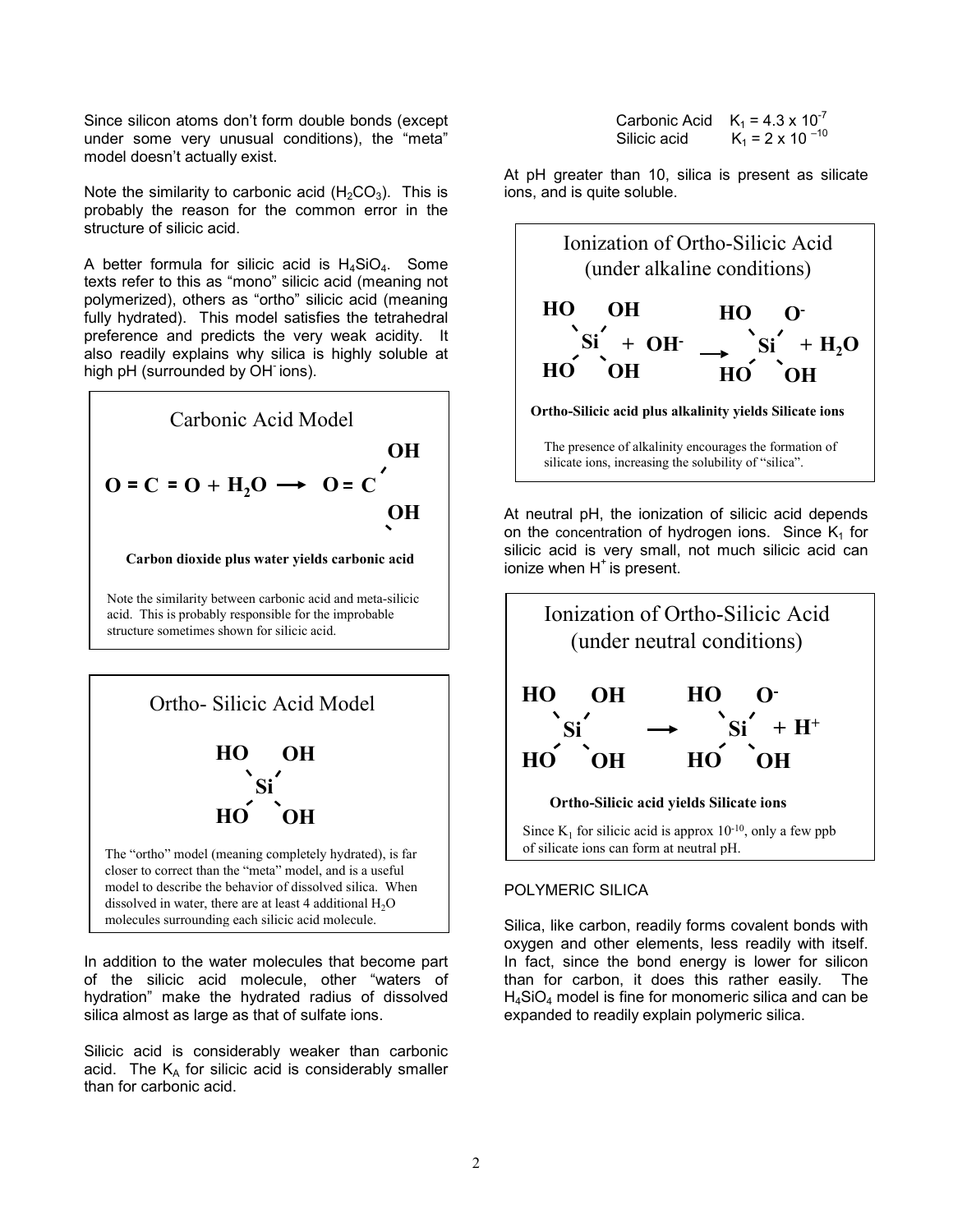Since silicon atoms don't form double bonds (except under some very unusual conditions), the "meta" model doesn't actually exist.

Note the similarity to carbonic acid ($H_2CO_3$). This is probably the reason for the common error in the structure of silicic acid.

A better formula for silicic acid is $H_4SiO_4$. Some texts refer to this as "mono" silicic acid (meaning not polymerized), others as "ortho" silicic acid (meaning fully hydrated). This model satisfies the tetrahedral preference and predicts the very weak acidity. It also readily explains why silica is highly soluble at high pH (surrounded by $OH^-$ ions).

### Carbonic Acid Model

$$O = C = O + H_2O \longrightarrow O = C(OH)_2$$

**Carbon dioxide plus water yields carbonic acid**

Note the similarity between carbonic acid and meta-silicic acid. This is probably responsible for the improbable structure sometimes shown for silicic acid.

### Ortho- Silicic Acid Model

$$Si(OH)_4$$

The "ortho" model (meaning completely hydrated), is far closer to correct than the "meta" model, and is a useful model to describe the behavior of dissolved silica. When dissolved in water, there are at least 4 additional $H_2O$ molecules surrounding each silicic acid molecule.

In addition to the water molecules that become part of the silicic acid molecule, other "waters of hydration" make the hydrated radius of dissolved silica almost as large as that of sulfate ions.

Silicic acid is considerably weaker than carbonic acid. The $K_A$ for silicic acid is considerably smaller than for carbonic acid.

| | |
|---|---|
| Carbonic Acid | $K_1 = 4.3 \times 10^{-7}$ |
| Silicic acid | $K_1 = 2 \times 10^{-10}$ |

At pH greater than 10, silica is present as silicate ions, and is quite soluble.

### Ionization of Ortho-Silicic Acid (under alkaline conditions)

$$Si(OH)_4 + OH^- \longrightarrow (HO)_3SiO^- + H_2O$$

**Ortho-Silicic acid plus alkalinity yields Silicate ions**

The presence of alkalinity encourages the formation of silicate ions, increasing the solubility of "silica".

At neutral pH, the ionization of silicic acid depends on the concentration of hydrogen ions. Since $K_1$ for silicic acid is very small, not much silicic acid can ionize when $H^+$ is present.

### Ionization of Ortho-Silicic Acid (under neutral conditions)

$$Si(OH)_4 \longrightarrow (HO)_3SiO^- + H^+$$

**Ortho-Silicic acid yields Silicate ions**

Since $K_1$ for silicic acid is approx $10^{-10}$, only a few ppb of silicate ions can form at neutral pH.

## POLYMERIC SILICA

Silica, like carbon, readily forms covalent bonds with oxygen and other elements, less readily with itself. In fact, since the bond energy is lower for silicon than for carbon, it does this rather easily. The $H_4SiO_4$ model is fine for monomeric silica and can be expanded to readily explain polymeric silica.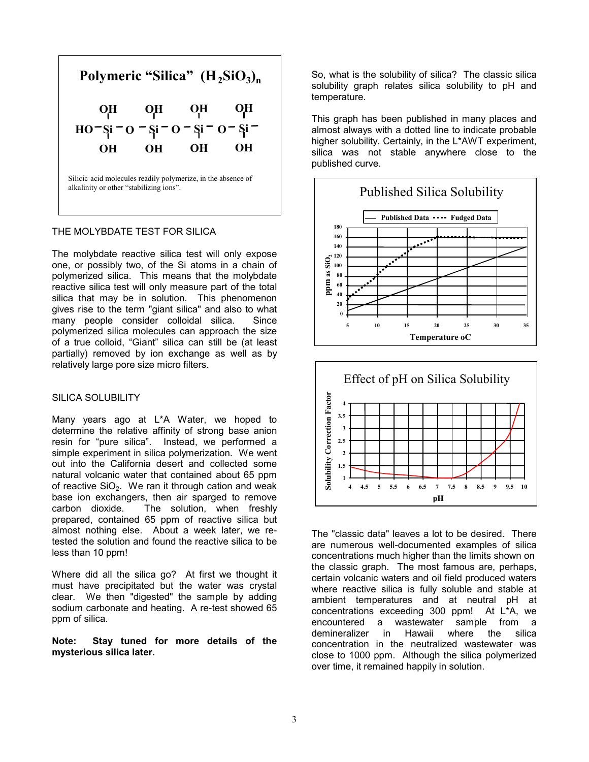## Polymeric "Silica" $(H_2SiO_3)_n$

```
    OH      OH      OH      OH
    |       |       |       |
HO— Si — O — Si — O — Si — O — Si —
    |       |       |       |
    OH      OH      OH      OH
```

Silicic acid molecules readily polymerize, in the absence of alkalinity or other "stabilizing ions".

### THE MOLYBDATE TEST FOR SILICA

The molybdate reactive silica test will only expose one, or possibly two, of the Si atoms in a chain of polymerized silica. This means that the molybdate reactive silica test will only measure part of the total silica that may be in solution. This phenomenon gives rise to the term "giant silica" and also to what many people consider colloidal silica. Since polymerized silica molecules can approach the size of a true colloid, "Giant" silica can still be (at least partially) removed by ion exchange as well as by relatively large pore size micro filters.

### SILICA SOLUBILITY

Many years ago at L*A Water, we hoped to determine the relative affinity of strong base anion resin for "pure silica". Instead, we performed a simple experiment in silica polymerization. We went out into the California desert and collected some natural volcanic water that contained about 65 ppm of reactive $SiO_2$. We ran it through cation and weak base ion exchangers, then air sparged to remove carbon dioxide. The solution, when freshly prepared, contained 65 ppm of reactive silica but almost nothing else. About a week later, we re-tested the solution and found the reactive silica to be less than 10 ppm!

Where did all the silica go? At first we thought it must have precipitated but the water was crystal clear. We then "digested" the sample by adding sodium carbonate and heating. A re-test showed 65 ppm of silica.

**Note: Stay tuned for more details of the mysterious silica later.**

So, what is the solubility of silica? The classic silica solubility graph relates silica solubility to pH and temperature.

This graph has been published in many places and almost always with a dotted line to indicate probable higher solubility. Certainly, in the L*AWT experiment, silica was not stable anywhere close to the published curve.

**Published Silica Solubility**

(Legend: Published Data, Fudged Data; y-axis: ppm as $SiO_2$, 0–180; x-axis: Temperature oC, 5–35)

**Effect of pH on Silica Solubility**

(y-axis: Solubility Correction Factor, 1–4; x-axis: pH, 4–10)

The "classic data" leaves a lot to be desired. There are numerous well-documented examples of silica concentrations much higher than the limits shown on the classic graph. The most famous are, perhaps, certain volcanic waters and oil field produced waters where reactive silica is fully soluble and stable at ambient temperatures and at neutral pH at concentrations exceeding 300 ppm! At L*A, we encountered a wastewater sample from a demineralizer in Hawaii where the silica concentration in the neutralized wastewater was close to 1000 ppm. Although the silica polymerized over time, it remained happily in solution.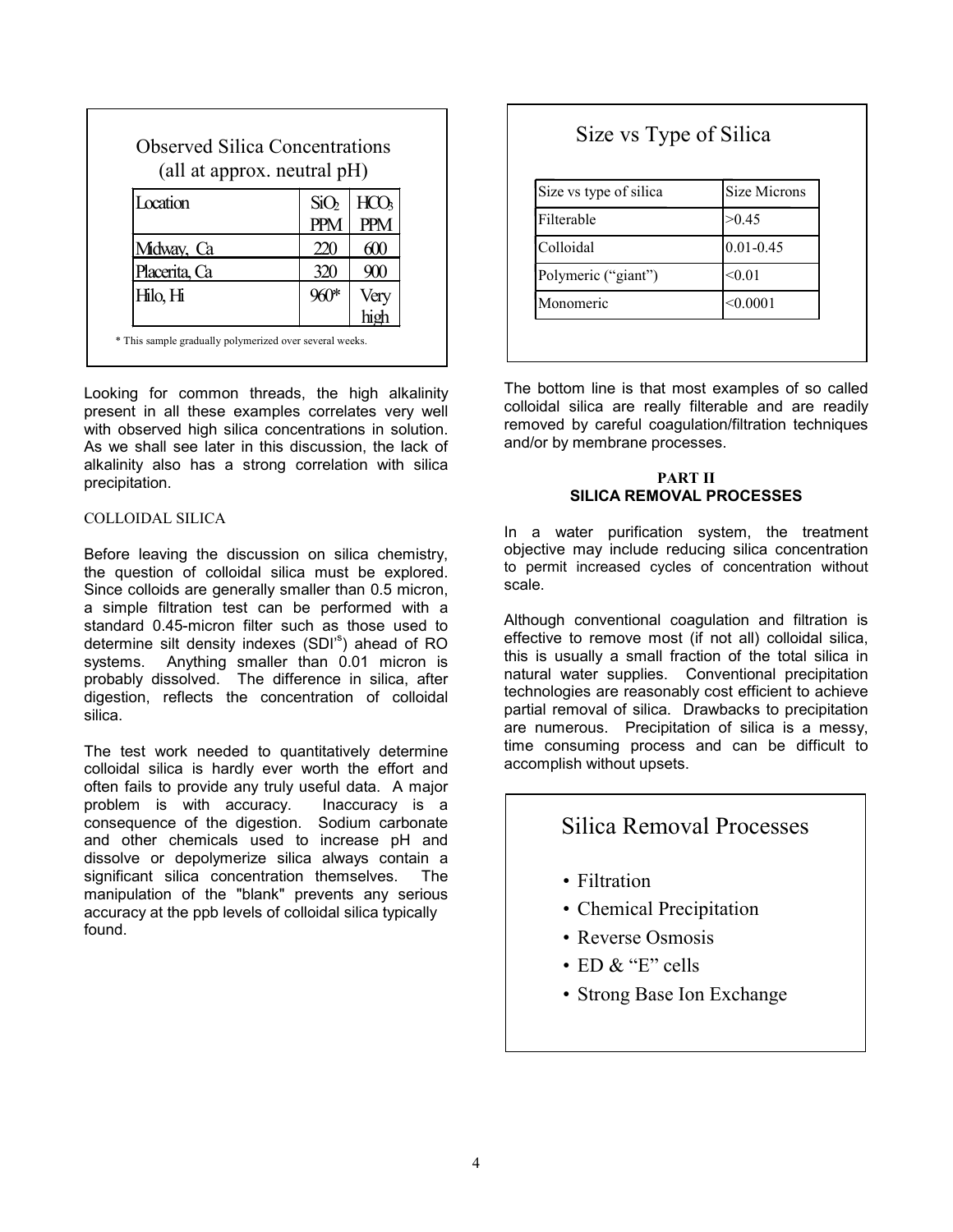**Observed Silica Concentrations (all at approx. neutral pH)**

| Location | $SiO_2$ PPM | $HCO_3$ PPM |
|---|---|---|
| Midway, Ca | 220 | 600 |
| Placerita, Ca | 320 | 900 |
| Hilo, Hi | 960* | Very high |

\* This sample gradually polymerized over several weeks.

Looking for common threads, the high alkalinity present in all these examples correlates very well with observed high silica concentrations in solution. As we shall see later in this discussion, the lack of alkalinity also has a strong correlation with silica precipitation.

### COLLOIDAL SILICA

Before leaving the discussion on silica chemistry, the question of colloidal silica must be explored. Since colloids are generally smaller than 0.5 micron, a simple filtration test can be performed with a standard 0.45-micron filter such as those used to determine silt density indexes (SDI's) ahead of RO systems. Anything smaller than 0.01 micron is probably dissolved. The difference in silica, after digestion, reflects the concentration of colloidal silica.

The test work needed to quantitatively determine colloidal silica is hardly ever worth the effort and often fails to provide any truly useful data. A major problem is with accuracy. Inaccuracy is a consequence of the digestion. Sodium carbonate and other chemicals used to increase pH and dissolve or depolymerize silica always contain a significant silica concentration themselves. The manipulation of the "blank" prevents any serious accuracy at the ppb levels of colloidal silica typically found.

**Size vs Type of Silica**

| Size vs type of silica | Size Microns |
|---|---|
| Filterable | >0.45 |
| Colloidal | 0.01-0.45 |
| Polymeric ("giant") | <0.01 |
| Monomeric | <0.0001 |

The bottom line is that most examples of so called colloidal silica are really filterable and are readily removed by careful coagulation/filtration techniques and/or by membrane processes.

## PART II
## SILICA REMOVAL PROCESSES

In a water purification system, the treatment objective may include reducing silica concentration to permit increased cycles of concentration without scale.

Although conventional coagulation and filtration is effective to remove most (if not all) colloidal silica, this is usually a small fraction of the total silica in natural water supplies. Conventional precipitation technologies are reasonably cost efficient to achieve partial removal of silica. Drawbacks to precipitation are numerous. Precipitation of silica is a messy, time consuming process and can be difficult to accomplish without upsets.

**Silica Removal Processes**

- Filtration
- Chemical Precipitation
- Reverse Osmosis
- ED & "E" cells
- Strong Base Ion Exchange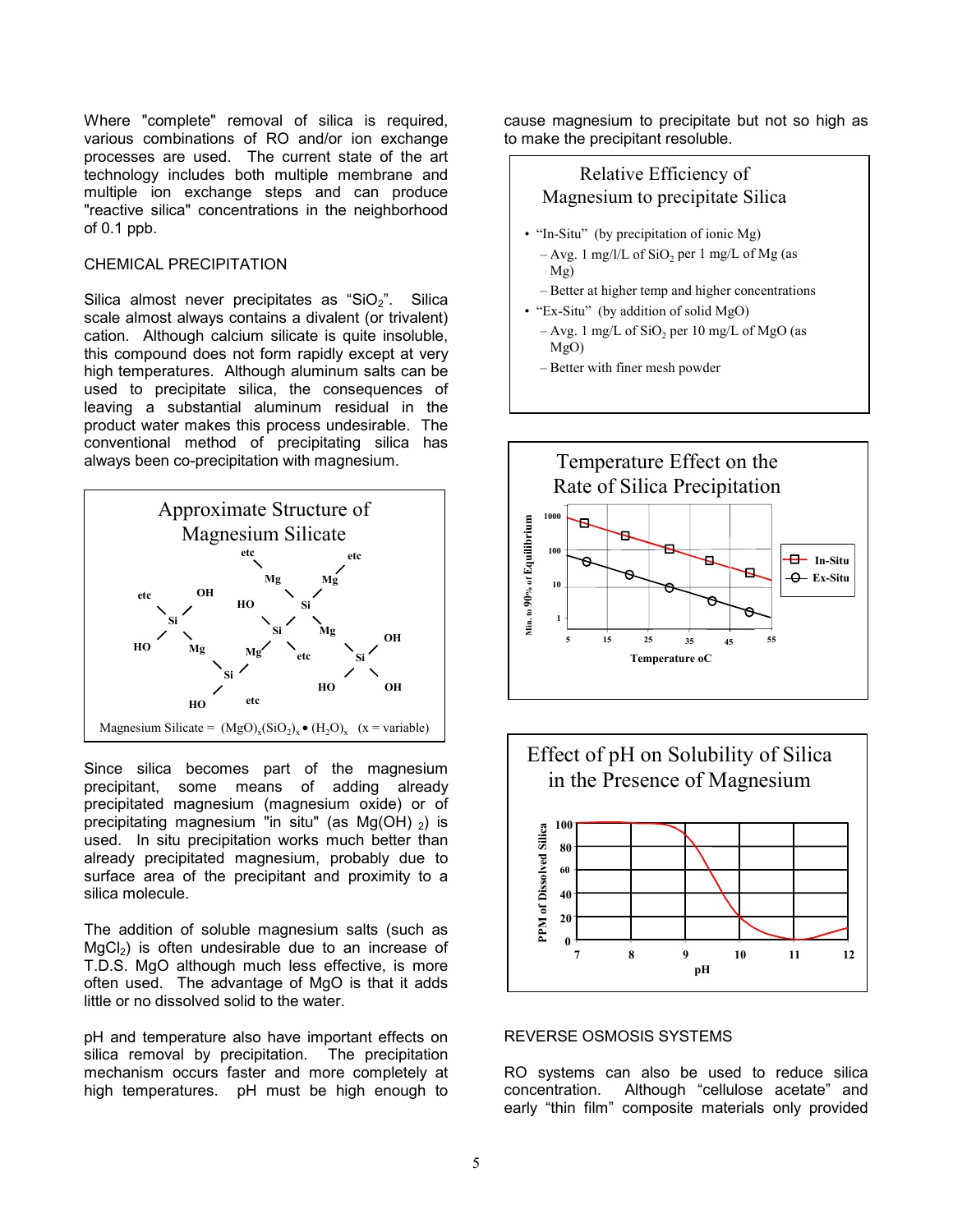Where "complete" removal of silica is required, various combinations of RO and/or ion exchange processes are used. The current state of the art technology includes both multiple membrane and multiple ion exchange steps and can produce "reactive silica" concentrations in the neighborhood of 0.1 ppb.

## CHEMICAL PRECIPITATION

Silica almost never precipitates as "$SiO_2$". Silica scale almost always contains a divalent (or trivalent) cation. Although calcium silicate is quite insoluble, this compound does not form rapidly except at very high temperatures. Although aluminum salts can be used to precipitate silica, the consequences of leaving a substantial aluminum residual in the product water makes this process undesirable. The conventional method of precipitating silica has always been co-precipitation with magnesium.

**Approximate Structure of Magnesium Silicate**

Magnesium Silicate = $(MgO)_x(SiO_2)_x \bullet (H_2O)_x$ (x = variable)

Since silica becomes part of the magnesium precipitant, some means of adding already precipitated magnesium (magnesium oxide) or of precipitating magnesium "in situ" (as $Mg(OH)_2$) is used. In situ precipitation works much better than already precipitated magnesium, probably due to surface area of the precipitant and proximity to a silica molecule.

The addition of soluble magnesium salts (such as $MgCl_2$) is often undesirable due to an increase of T.D.S. MgO although much less effective, is more often used. The advantage of MgO is that it adds little or no dissolved solid to the water.

pH and temperature also have important effects on silica removal by precipitation. The precipitation mechanism occurs faster and more completely at high temperatures. pH must be high enough to cause magnesium to precipitate but not so high as to make the precipitant resoluble.

**Relative Efficiency of Magnesium to precipitate Silica**

- "In-Situ" (by precipitation of ionic Mg)
  - Avg. 1 mg/l/L of $SiO_2$ per 1 mg/L of Mg (as Mg)
  - Better at higher temp and higher concentrations
- "Ex-Situ" (by addition of solid MgO)
  - Avg. 1 mg/L of $SiO_2$ per 10 mg/L of MgO (as MgO)
  - Better with finer mesh powder

**Temperature Effect on the Rate of Silica Precipitation**

**Effect of pH on Solubility of Silica in the Presence of Magnesium**

## REVERSE OSMOSIS SYSTEMS

RO systems can also be used to reduce silica concentration. Although "cellulose acetate" and early "thin film" composite materials only provided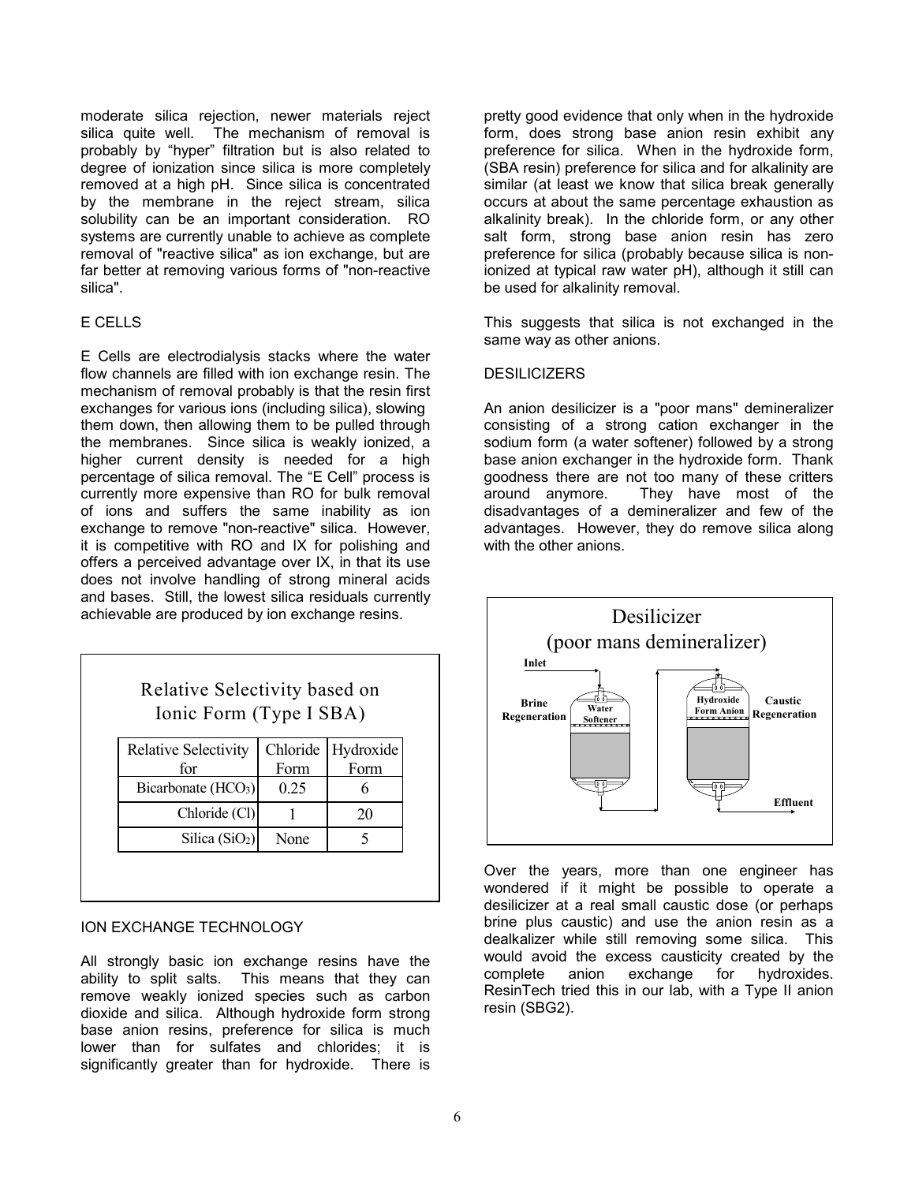moderate silica rejection, newer materials reject silica quite well. The mechanism of removal is probably by "hyper" filtration but is also related to degree of ionization since silica is more completely removed at a high pH. Since silica is concentrated by the membrane in the reject stream, silica solubility can be an important consideration. RO systems are currently unable to achieve as complete removal of "reactive silica" as ion exchange, but are far better at removing various forms of "non-reactive silica".

## E CELLS

E Cells are electrodialysis stacks where the water flow channels are filled with ion exchange resin. The mechanism of removal probably is that the resin first exchanges for various ions (including silica), slowing them down, then allowing them to be pulled through the membranes. Since silica is weakly ionized, a higher current density is needed for a high percentage of silica removal. The "E Cell" process is currently more expensive than RO for bulk removal of ions and suffers the same inability as ion exchange to remove "non-reactive" silica. However, it is competitive with RO and IX for polishing and offers a perceived advantage over IX, in that its use does not involve handling of strong mineral acids and bases. Still, the lowest silica residuals currently achievable are produced by ion exchange resins.

**Relative Selectivity based on Ionic Form (Type I SBA)**

| Relative Selectivity for | Chloride Form | Hydroxide Form |
|---|---|---|
| Bicarbonate ($HCO_3$) | 0.25 | 6 |
| Chloride (Cl) | 1 | 20 |
| Silica ($SiO_2$) | None | 5 |

## ION EXCHANGE TECHNOLOGY

All strongly basic ion exchange resins have the ability to split salts. This means that they can remove weakly ionized species such as carbon dioxide and silica. Although hydroxide form strong base anion resins, preference for silica is much lower than for sulfates and chlorides; it is significantly greater than for hydroxide. There is pretty good evidence that only when in the hydroxide form, does strong base anion resin exhibit any preference for silica. When in the hydroxide form, (SBA resin) preference for silica and for alkalinity are similar (at least we know that silica break generally occurs at about the same percentage exhaustion as alkalinity break). In the chloride form, or any other salt form, strong base anion resin has zero preference for silica (probably because silica is non-ionized at typical raw water pH), although it still can be used for alkalinity removal.

This suggests that silica is not exchanged in the same way as other anions.

## DESILICIZERS

An anion desilicizer is a "poor mans" demineralizer consisting of a strong cation exchanger in the sodium form (a water softener) followed by a strong base anion exchanger in the hydroxide form. Thank goodness there are not too many of these critters around anymore. They have most of the disadvantages of a demineralizer and few of the advantages. However, they do remove silica along with the other anions.

**Desilicizer (poor mans demineralizer)**

Inlet → Water Softener (Brine Regeneration) → Hydroxide Form Anion (Caustic Regeneration) → Effluent

Over the years, more than one engineer has wondered if it might be possible to operate a desilicizer at a real small caustic dose (or perhaps brine plus caustic) and use the anion resin as a dealkalizer while still removing some silica. This would avoid the excess causticity created by the complete anion exchange for hydroxides. ResinTech tried this in our lab, with a Type II anion resin (SBG2).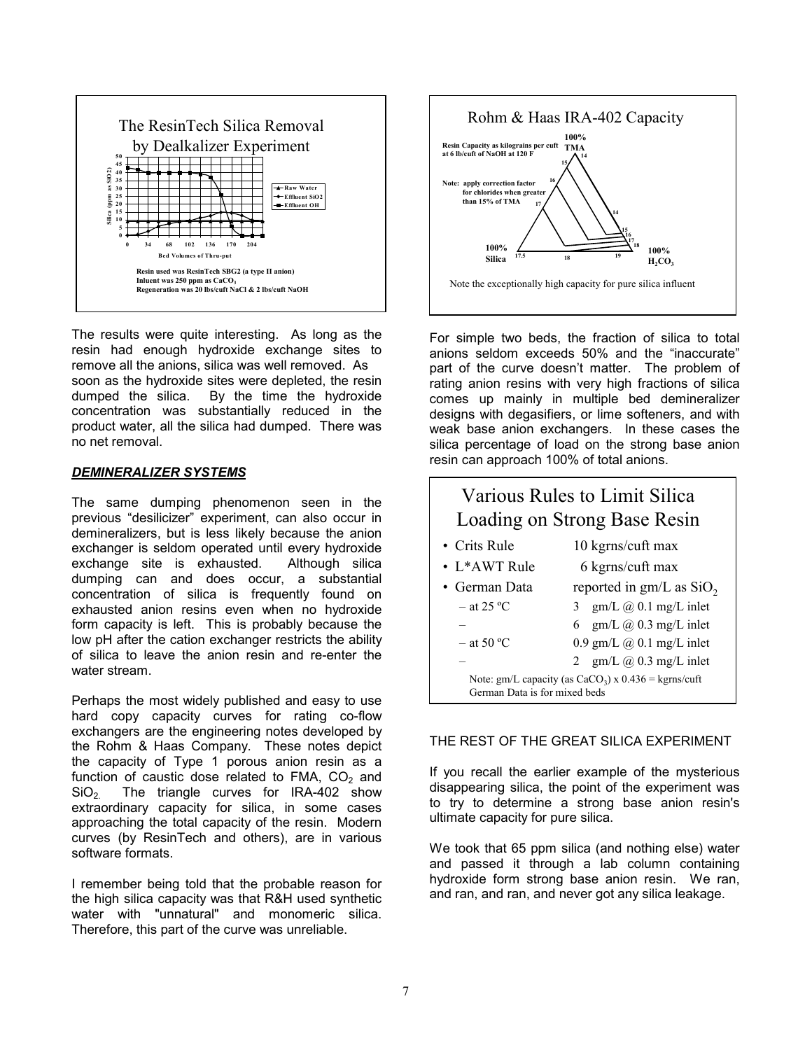The ResinTech Silica Removal by Dealkalizer Experiment

Resin used was ResinTech SBG2 (a type II anion)
Inluent was 250 ppm as $CaCO_3$
Regeneration was 20 lbs/cuft NaCl & 2 lbs/cuft NaOH

The results were quite interesting. As long as the resin had enough hydroxide exchange sites to remove all the anions, silica was well removed. As soon as the hydroxide sites were depleted, the resin dumped the silica. By the time the hydroxide concentration was substantially reduced in the product water, all the silica had dumped. There was no net removal.

### *DEMINERALIZER SYSTEMS*

The same dumping phenomenon seen in the previous "desilicizer" experiment, can also occur in demineralizers, but is less likely because the anion exchanger is seldom operated until every hydroxide exchange site is exhausted. Although silica dumping can and does occur, a substantial concentration of silica is frequently found on exhausted anion resins even when no hydroxide form capacity is left. This is probably because the low pH after the cation exchanger restricts the ability of silica to leave the anion resin and re-enter the water stream.

Perhaps the most widely published and easy to use hard copy capacity curves for rating co-flow exchangers are the engineering notes developed by the Rohm & Haas Company. These notes depict the capacity of Type 1 porous anion resin as a function of caustic dose related to FMA, $CO_2$ and $SiO_2$. The triangle curves for IRA-402 show extraordinary capacity for silica, in some cases approaching the total capacity of the resin. Modern curves (by ResinTech and others), are in various software formats.

I remember being told that the probable reason for the high silica capacity was that R&H used synthetic water with "unnatural" and monomeric silica. Therefore, this part of the curve was unreliable.

Rohm & Haas IRA-402 Capacity

Note the exceptionally high capacity for pure silica influent

For simple two beds, the fraction of silica to total anions seldom exceeds 50% and the "inaccurate" part of the curve doesn't matter. The problem of rating anion resins with very high fractions of silica comes up mainly in multiple bed demineralizer designs with degasifiers, or lime softeners, and with weak base anion exchangers. In these cases the silica percentage of load on the strong base anion resin can approach 100% of total anions.

**Various Rules to Limit Silica Loading on Strong Base Resin**

| | |
|---|---|
| • Crits Rule | 10 kgrns/cuft max |
| • L*AWT Rule | 6 kgrns/cuft max |
| • German Data | reported in gm/L as $SiO_2$ |
| – at 25 ºC | 3 gm/L @ 0.1 mg/L inlet |
| – | 6 gm/L @ 0.3 mg/L inlet |
| – at 50 ºC | 0.9 gm/L @ 0.1 mg/L inlet |
| – | 2 gm/L @ 0.3 mg/L inlet |

Note: gm/L capacity (as $CaCO_3$) x 0.436 = kgrns/cuft
German Data is for mixed beds

THE REST OF THE GREAT SILICA EXPERIMENT

If you recall the earlier example of the mysterious disappearing silica, the point of the experiment was to try to determine a strong base anion resin's ultimate capacity for pure silica.

We took that 65 ppm silica (and nothing else) water and passed it through a lab column containing hydroxide form strong base anion resin. We ran, and ran, and ran, and never got any silica leakage.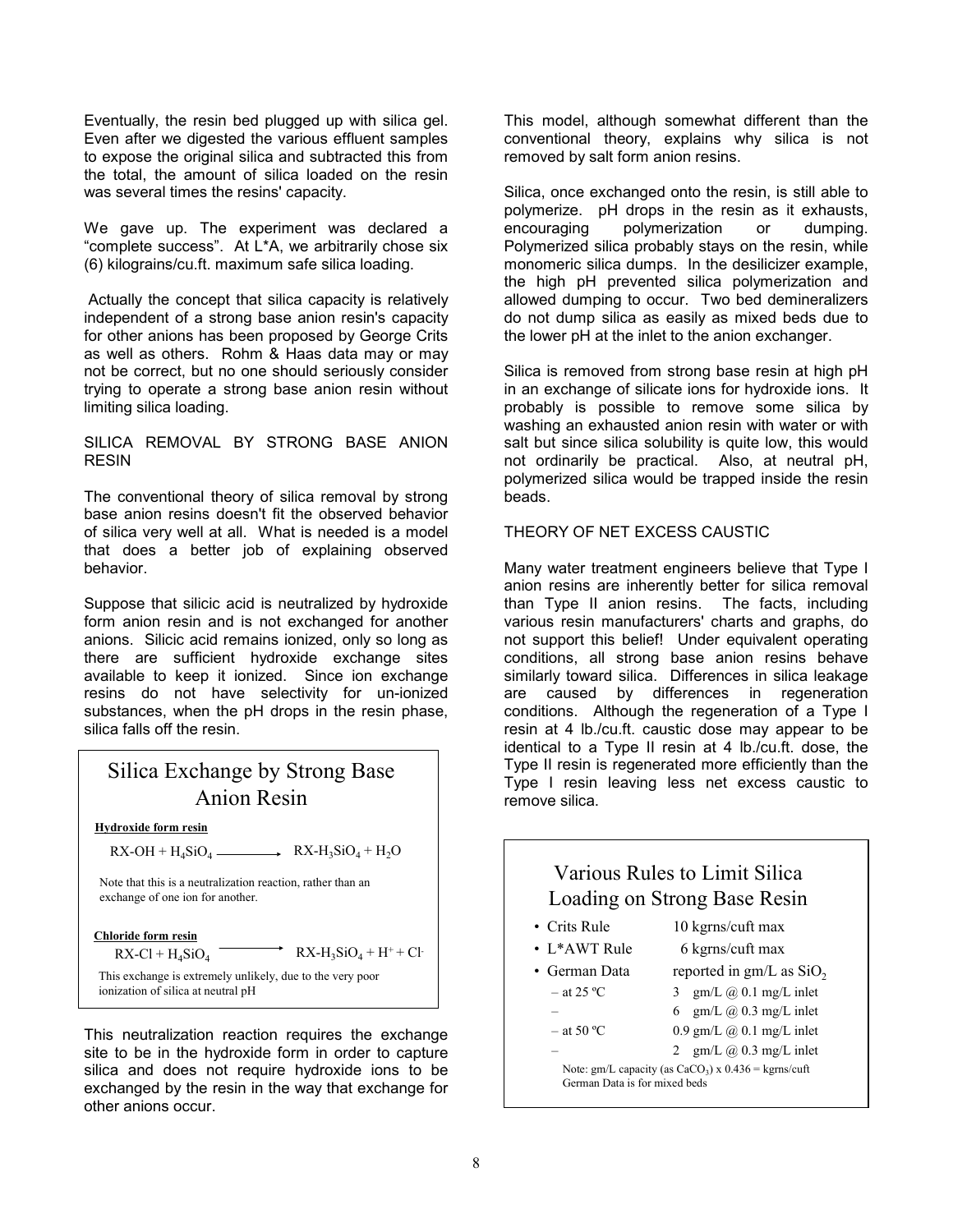Eventually, the resin bed plugged up with silica gel. Even after we digested the various effluent samples to expose the original silica and subtracted this from the total, the amount of silica loaded on the resin was several times the resins' capacity.

We gave up. The experiment was declared a "complete success". At L*A, we arbitrarily chose six (6) kilograins/cu.ft. maximum safe silica loading.

Actually the concept that silica capacity is relatively independent of a strong base anion resin's capacity for other anions has been proposed by George Crits as well as others. Rohm & Haas data may or may not be correct, but no one should seriously consider trying to operate a strong base anion resin without limiting silica loading.

## SILICA REMOVAL BY STRONG BASE ANION RESIN

The conventional theory of silica removal by strong base anion resins doesn't fit the observed behavior of silica very well at all. What is needed is a model that does a better job of explaining observed behavior.

Suppose that silicic acid is neutralized by hydroxide form anion resin and is not exchanged for another anions. Silicic acid remains ionized, only so long as there are sufficient hydroxide exchange sites available to keep it ionized. Since ion exchange resins do not have selectivity for un-ionized substances, when the pH drops in the resin phase, silica falls off the resin.

### Silica Exchange by Strong Base Anion Resin

**Hydroxide form resin**

$$RX\text{-}OH + H_4SiO_4 \longrightarrow RX\text{-}H_3SiO_4 + H_2O$$

Note that this is a neutralization reaction, rather than an exchange of one ion for another.

**Chloride form resin**

$$RX\text{-}Cl + H_4SiO_4 \longrightarrow RX\text{-}H_3SiO_4 + H^+ + Cl^-$$

This exchange is extremely unlikely, due to the very poor ionization of silica at neutral pH

This neutralization reaction requires the exchange site to be in the hydroxide form in order to capture silica and does not require hydroxide ions to be exchanged by the resin in the way that exchange for other anions occur.

This model, although somewhat different than the conventional theory, explains why silica is not removed by salt form anion resins.

Silica, once exchanged onto the resin, is still able to polymerize. pH drops in the resin as it exhausts, encouraging polymerization or dumping. Polymerized silica probably stays on the resin, while monomeric silica dumps. In the desilicizer example, the high pH prevented silica polymerization and allowed dumping to occur. Two bed demineralizers do not dump silica as easily as mixed beds due to the lower pH at the inlet to the anion exchanger.

Silica is removed from strong base resin at high pH in an exchange of silicate ions for hydroxide ions. It probably is possible to remove some silica by washing an exhausted anion resin with water or with salt but since silica solubility is quite low, this would not ordinarily be practical. Also, at neutral pH, polymerized silica would be trapped inside the resin beads.

## THEORY OF NET EXCESS CAUSTIC

Many water treatment engineers believe that Type I anion resins are inherently better for silica removal than Type II anion resins. The facts, including various resin manufacturers' charts and graphs, do not support this belief! Under equivalent operating conditions, all strong base anion resins behave similarly toward silica. Differences in silica leakage are caused by differences in regeneration conditions. Although the regeneration of a Type I resin at 4 lb./cu.ft. caustic dose may appear to be identical to a Type II resin at 4 lb./cu.ft. dose, the Type II resin is regenerated more efficiently than the Type I resin leaving less net excess caustic to remove silica.

### Various Rules to Limit Silica Loading on Strong Base Resin

- Crits Rule — 10 kgrns/cuft max
- L*AWT Rule — 6 kgrns/cuft max
- German Data — reported in gm/L as $SiO_2$
  - at 25 ºC — 3 gm/L @ 0.1 mg/L inlet
  - 6 gm/L @ 0.3 mg/L inlet
  - at 50 ºC — 0.9 gm/L @ 0.1 mg/L inlet
  - 2 gm/L @ 0.3 mg/L inlet

Note: gm/L capacity (as $CaCO_3$) x 0.436 = kgrns/cuft
German Data is for mixed beds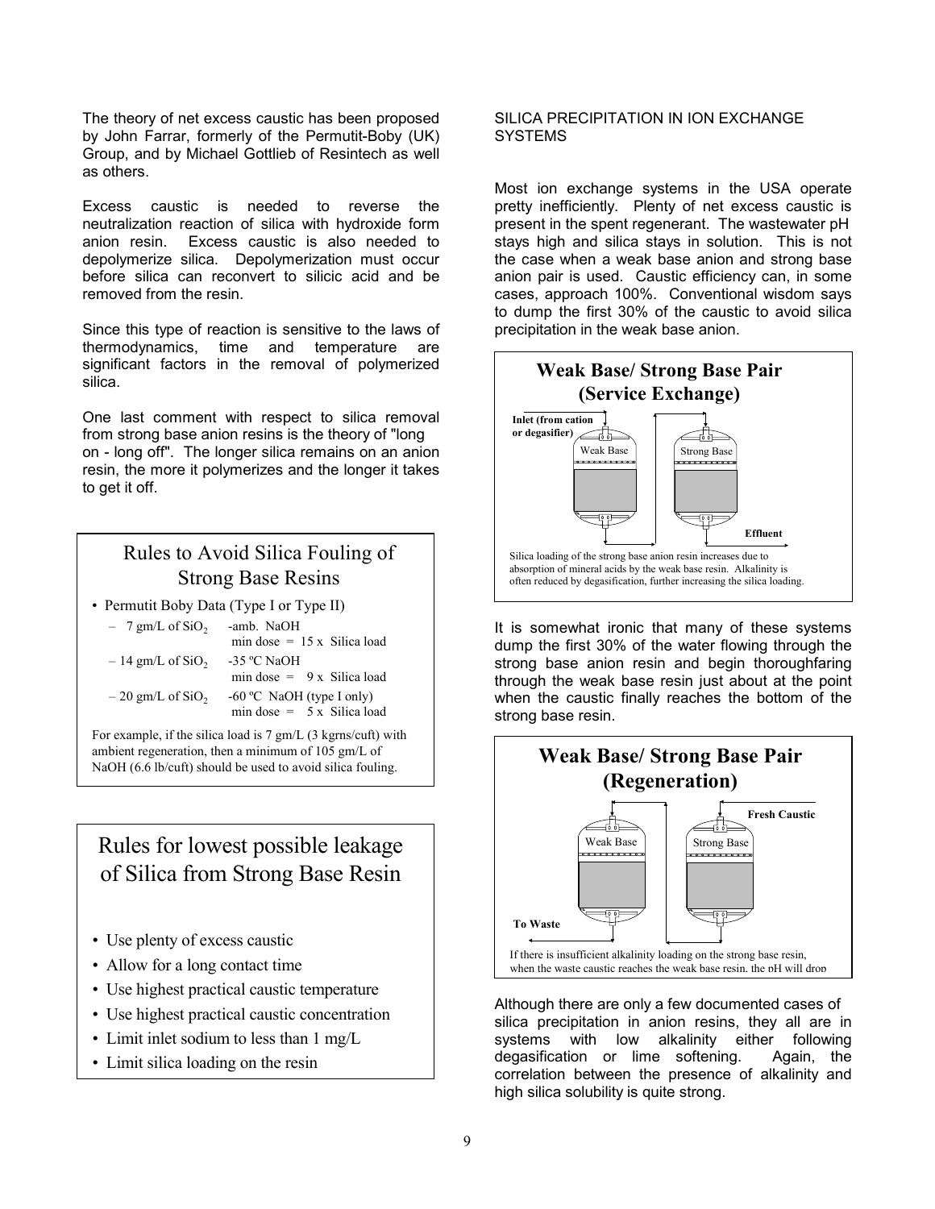The theory of net excess caustic has been proposed by John Farrar, formerly of the Permutit-Boby (UK) Group, and by Michael Gottlieb of Resintech as well as others.

Excess caustic is needed to reverse the neutralization reaction of silica with hydroxide form anion resin. Excess caustic is also needed to depolymerize silica. Depolymerization must occur before silica can reconvert to silicic acid and be removed from the resin.

Since this type of reaction is sensitive to the laws of thermodynamics, time and temperature are significant factors in the removal of polymerized silica.

One last comment with respect to silica removal from strong base anion resins is the theory of "long on - long off". The longer silica remains on an anion resin, the more it polymerizes and the longer it takes to get it off.

## Rules to Avoid Silica Fouling of Strong Base Resins

- Permutit Boby Data (Type I or Type II)
  - 7 gm/L of $SiO_2$ -amb. NaOH
    min dose = 15 x Silica load
  - 14 gm/L of $SiO_2$ -35 ºC NaOH
    min dose = 9 x Silica load
  - 20 gm/L of $SiO_2$ -60 ºC NaOH (type I only)
    min dose = 5 x Silica load

For example, if the silica load is 7 gm/L (3 kgrns/cuft) with ambient regeneration, then a minimum of 105 gm/L of NaOH (6.6 lb/cuft) should be used to avoid silica fouling.

## Rules for lowest possible leakage of Silica from Strong Base Resin

- Use plenty of excess caustic
- Allow for a long contact time
- Use highest practical caustic temperature
- Use highest practical caustic concentration
- Limit inlet sodium to less than 1 mg/L
- Limit silica loading on the resin

SILICA PRECIPITATION IN ION EXCHANGE SYSTEMS

Most ion exchange systems in the USA operate pretty inefficiently. Plenty of net excess caustic is present in the spent regenerant. The wastewater pH stays high and silica stays in solution. This is not the case when a weak base anion and strong base anion pair is used. Caustic efficiency can, in some cases, approach 100%. Conventional wisdom says to dump the first 30% of the caustic to avoid silica precipitation in the weak base anion.

**Weak Base/ Strong Base Pair (Service Exchange)**

Inlet (from cation or degasifier) — Weak Base — Strong Base — Effluent

Silica loading of the strong base anion resin increases due to absorption of mineral acids by the weak base resin. Alkalinity is often reduced by degasification, further increasing the silica loading.

It is somewhat ironic that many of these systems dump the first 30% of the water flowing through the strong base anion resin and begin thoroughfaring through the weak base resin just about at the point when the caustic finally reaches the bottom of the strong base resin.

**Weak Base/ Strong Base Pair (Regeneration)**

Fresh Caustic — Strong Base — Weak Base — To Waste

If there is insufficient alkalinity loading on the strong base resin, when the waste caustic reaches the weak base resin, the pH will drop

Although there are only a few documented cases of silica precipitation in anion resins, they all are in systems with low alkalinity either following degasification or lime softening. Again, the correlation between the presence of alkalinity and high silica solubility is quite strong.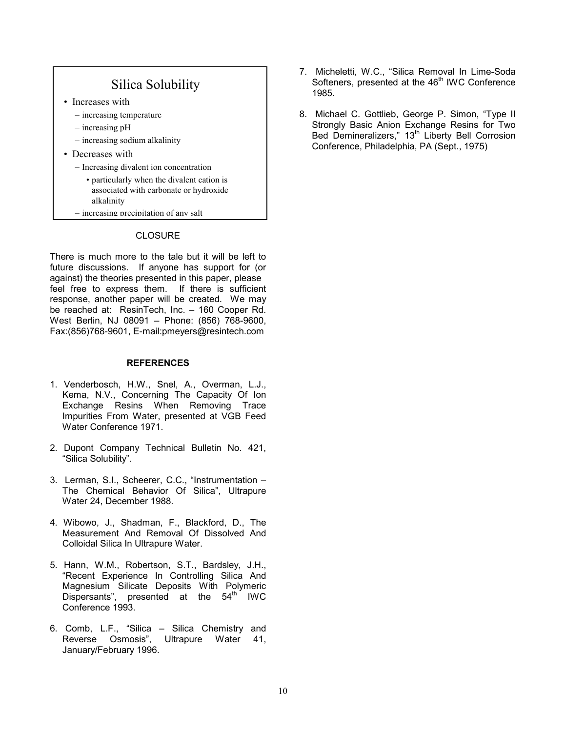## Silica Solubility

- Increases with
  - increasing temperature
  - increasing pH
  - increasing sodium alkalinity
- Decreases with
  - Increasing divalent ion concentration
    - particularly when the divalent cation is associated with carbonate or hydroxide alkalinity
  - increasing precipitation of any salt

## CLOSURE

There is much more to the tale but it will be left to future discussions. If anyone has support for (or against) the theories presented in this paper, please feel free to express them. If there is sufficient response, another paper will be created. We may be reached at: ResinTech, Inc. – 160 Cooper Rd. West Berlin, NJ 08091 – Phone: (856) 768-9600, Fax:(856)768-9601, E-mail:pmeyers@resintech.com

## REFERENCES

1. Venderbosch, H.W., Snel, A., Overman, L.J., Kema, N.V., Concerning The Capacity Of Ion Exchange Resins When Removing Trace Impurities From Water, presented at VGB Feed Water Conference 1971.
2. Dupont Company Technical Bulletin No. 421, "Silica Solubility".
3. Lerman, S.I., Scheerer, C.C., "Instrumentation – The Chemical Behavior Of Silica", Ultrapure Water 24, December 1988.
4. Wibowo, J., Shadman, F., Blackford, D., The Measurement And Removal Of Dissolved And Colloidal Silica In Ultrapure Water.
5. Hann, W.M., Robertson, S.T., Bardsley, J.H., "Recent Experience In Controlling Silica And Magnesium Silicate Deposits With Polymeric Dispersants", presented at the 54th IWC Conference 1993.
6. Comb, L.F., "Silica – Silica Chemistry and Reverse Osmosis", Ultrapure Water 41, January/February 1996.
7. Micheletti, W.C., "Silica Removal In Lime-Soda Softeners, presented at the 46th IWC Conference 1985.
8. Michael C. Gottlieb, George P. Simon, "Type II Strongly Basic Anion Exchange Resins for Two Bed Demineralizers," 13th Liberty Bell Corrosion Conference, Philadelphia, PA (Sept., 1975)